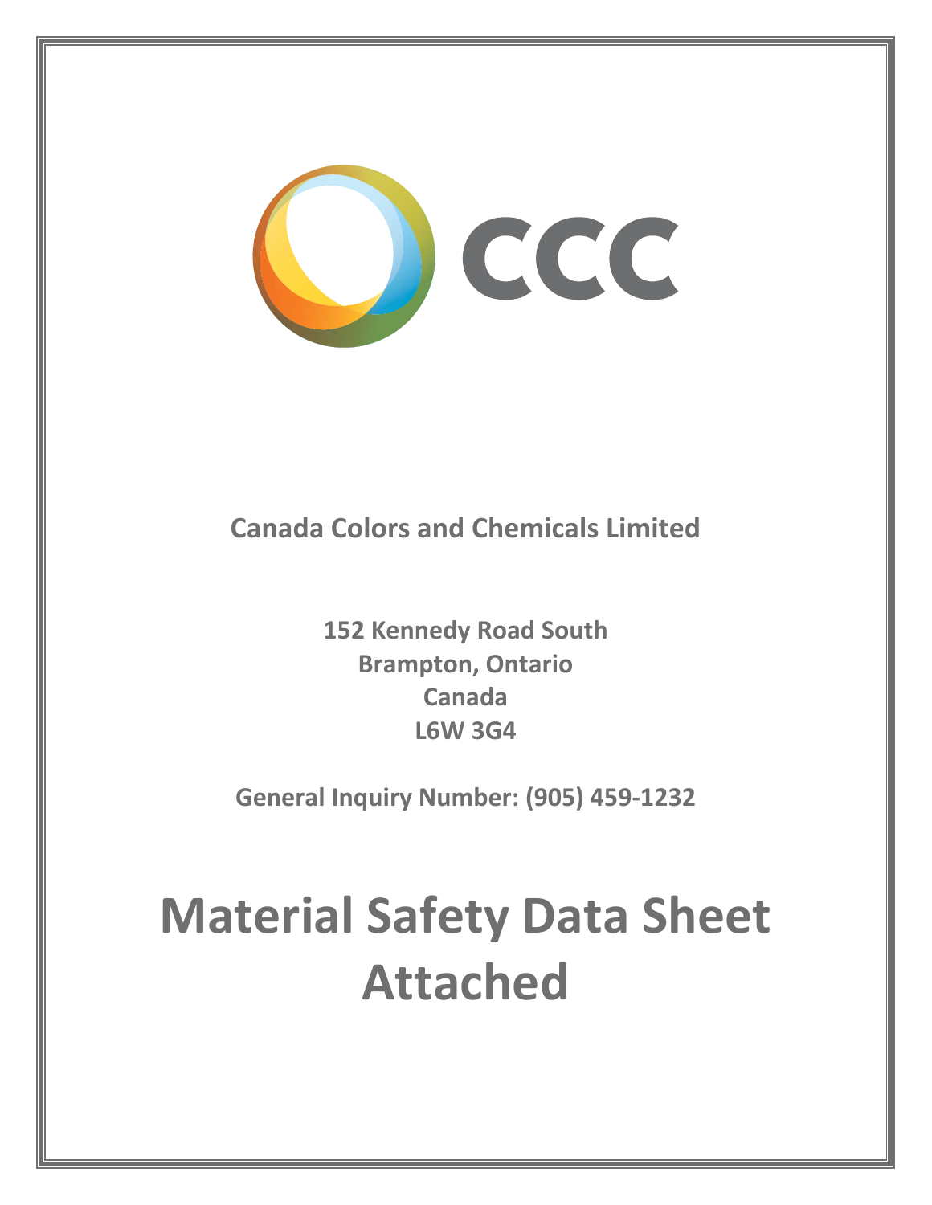CCC

**Canada Colors and Chemicals Limited**

**152 Kennedy Road South**
**Brampton, Ontario**
**Canada**
**L6W 3G4**

**General Inquiry Number: (905) 459-1232**

# Material Safety Data Sheet Attached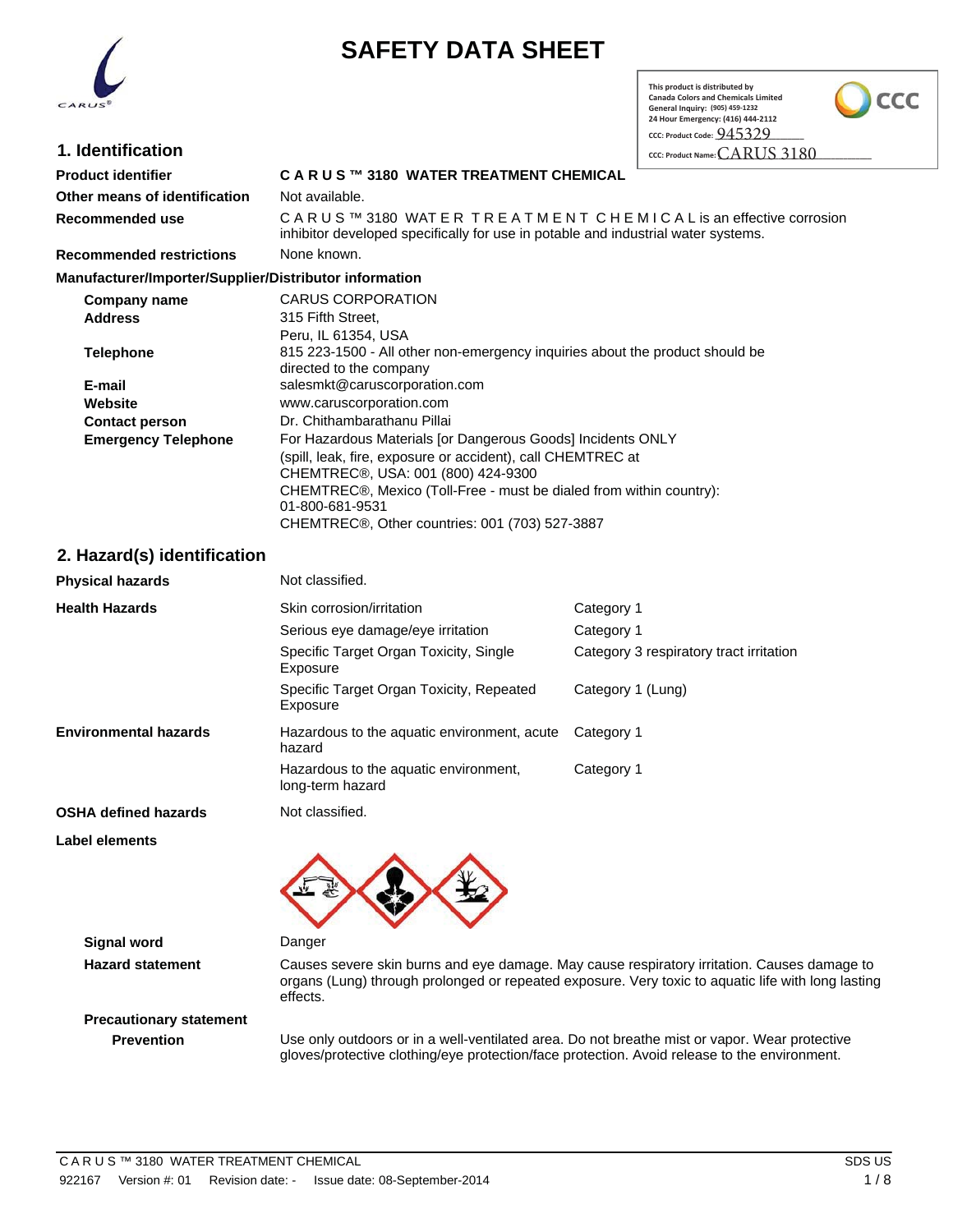# SAFETY DATA SHEET

This product is distributed by
Canada Colors and Chemicals Limited
General Inquiry: (905) 459-1232
24 Hour Emergency: (416) 444-2112
CCC: Product Code: 945329
CCC: Product Name: CARUS 3180

## 1. Identification

| | |
|---|---|
| **Product identifier** | **C A R U S ™ 3180 WATER TREATMENT CHEMICAL** |
| **Other means of identification** | Not available. |
| **Recommended use** | C A R U S ™ 3180 WAT E R T R E A T M E N T C H E M I C A L is an effective corrosion inhibitor developed specifically for use in potable and industrial water systems. |
| **Recommended restrictions** | None known. |

**Manufacturer/Importer/Supplier/Distributor information**

| | |
|---|---|
| **Company name** | CARUS CORPORATION |
| **Address** | 315 Fifth Street, Peru, IL 61354, USA |
| **Telephone** | 815 223-1500 - All other non-emergency inquiries about the product should be directed to the company |
| **E-mail** | salesmkt@caruscorporation.com |
| **Website** | www.caruscorporation.com |
| **Contact person** | Dr. Chithambarathanu Pillai |
| **Emergency Telephone** | For Hazardous Materials [or Dangerous Goods] Incidents ONLY (spill, leak, fire, exposure or accident), call CHEMTREC at CHEMTREC®, USA: 001 (800) 424-9300 CHEMTREC®, Mexico (Toll-Free - must be dialed from within country): 01-800-681-9531 CHEMTREC®, Other countries: 001 (703) 527-3887 |

## 2. Hazard(s) identification

| | | |
|---|---|---|
| **Physical hazards** | Not classified. | |
| **Health Hazards** | Skin corrosion/irritation | Category 1 |
| | Serious eye damage/eye irritation | Category 1 |
| | Specific Target Organ Toxicity, Single Exposure | Category 3 respiratory tract irritation |
| | Specific Target Organ Toxicity, Repeated Exposure | Category 1 (Lung) |
| **Environmental hazards** | Hazardous to the aquatic environment, acute hazard | Category 1 |
| | Hazardous to the aquatic environment, long-term hazard | Category 1 |
| **OSHA defined hazards** | Not classified. | |

**Label elements**

**Signal word** Danger

**Hazard statement** Causes severe skin burns and eye damage. May cause respiratory irritation. Causes damage to organs (Lung) through prolonged or repeated exposure. Very toxic to aquatic life with long lasting effects.

**Precautionary statement**

**Prevention** Use only outdoors or in a well-ventilated area. Do not breathe mist or vapor. Wear protective gloves/protective clothing/eye protection/face protection. Avoid release to the environment.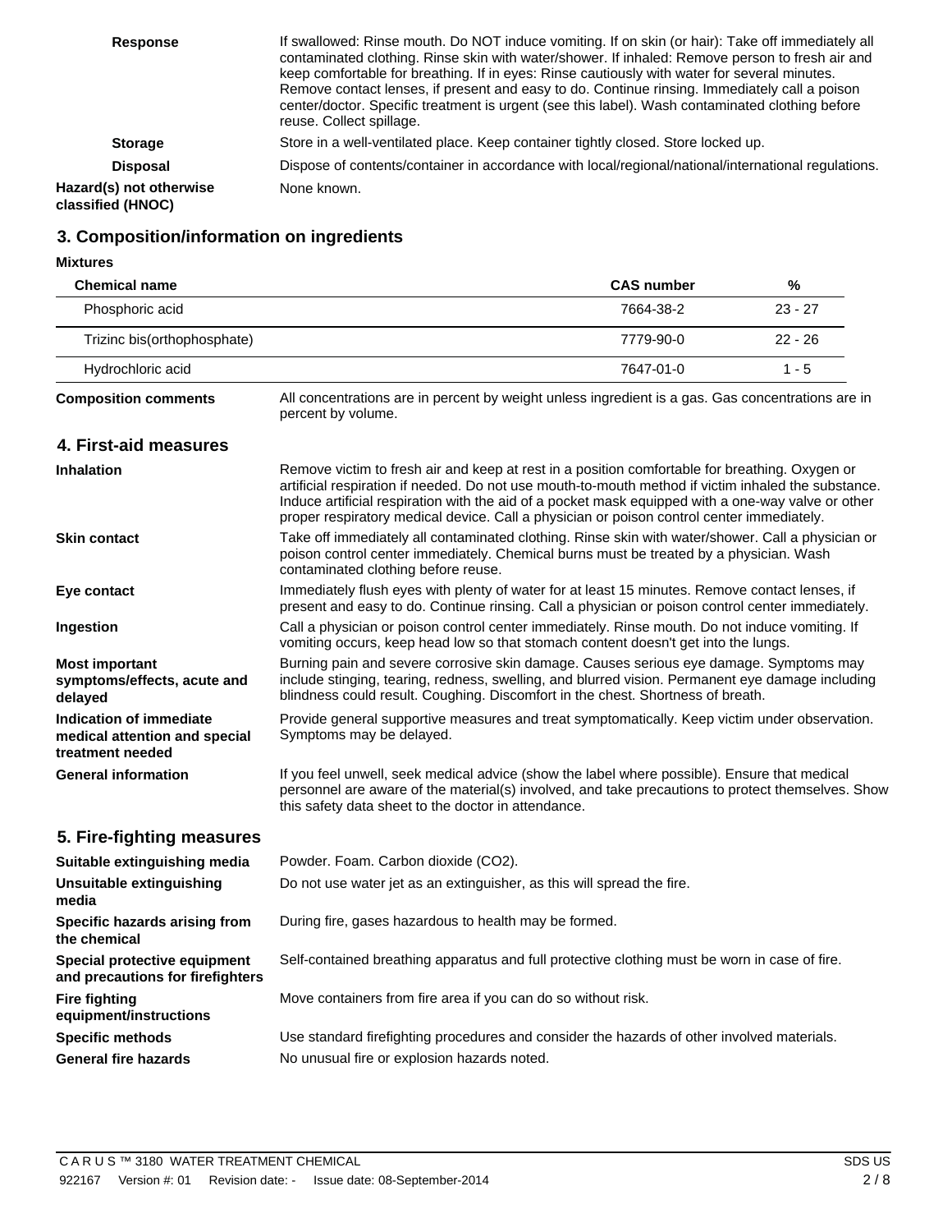| | |
|---|---|
| **Response** | If swallowed: Rinse mouth. Do NOT induce vomiting. If on skin (or hair): Take off immediately all contaminated clothing. Rinse skin with water/shower. If inhaled: Remove person to fresh air and keep comfortable for breathing. If in eyes: Rinse cautiously with water for several minutes. Remove contact lenses, if present and easy to do. Continue rinsing. Immediately call a poison center/doctor. Specific treatment is urgent (see this label). Wash contaminated clothing before reuse. Collect spillage. |
| **Storage** | Store in a well-ventilated place. Keep container tightly closed. Store locked up. |
| **Disposal** | Dispose of contents/container in accordance with local/regional/national/international regulations. |
| **Hazard(s) not otherwise classified (HNOC)** | None known. |

## 3. Composition/information on ingredients

**Mixtures**

| Chemical name | CAS number | % |
|---|---|---|
| Phosphoric acid | 7664-38-2 | 23 - 27 |
| Trizinc bis(orthophosphate) | 7779-90-0 | 22 - 26 |
| Hydrochloric acid | 7647-01-0 | 1 - 5 |

**Composition comments** All concentrations are in percent by weight unless ingredient is a gas. Gas concentrations are in percent by volume.

## 4. First-aid measures

| | |
|---|---|
| **Inhalation** | Remove victim to fresh air and keep at rest in a position comfortable for breathing. Oxygen or artificial respiration if needed. Do not use mouth-to-mouth method if victim inhaled the substance. Induce artificial respiration with the aid of a pocket mask equipped with a one-way valve or other proper respiratory medical device. Call a physician or poison control center immediately. |
| **Skin contact** | Take off immediately all contaminated clothing. Rinse skin with water/shower. Call a physician or poison control center immediately. Chemical burns must be treated by a physician. Wash contaminated clothing before reuse. |
| **Eye contact** | Immediately flush eyes with plenty of water for at least 15 minutes. Remove contact lenses, if present and easy to do. Continue rinsing. Call a physician or poison control center immediately. |
| **Ingestion** | Call a physician or poison control center immediately. Rinse mouth. Do not induce vomiting. If vomiting occurs, keep head low so that stomach content doesn't get into the lungs. |
| **Most important symptoms/effects, acute and delayed** | Burning pain and severe corrosive skin damage. Causes serious eye damage. Symptoms may include stinging, tearing, redness, swelling, and blurred vision. Permanent eye damage including blindness could result. Coughing. Discomfort in the chest. Shortness of breath. |
| **Indication of immediate medical attention and special treatment needed** | Provide general supportive measures and treat symptomatically. Keep victim under observation. Symptoms may be delayed. |
| **General information** | If you feel unwell, seek medical advice (show the label where possible). Ensure that medical personnel are aware of the material(s) involved, and take precautions to protect themselves. Show this safety data sheet to the doctor in attendance. |

## 5. Fire-fighting measures

| | |
|---|---|
| **Suitable extinguishing media** | Powder. Foam. Carbon dioxide ($CO_2$). |
| **Unsuitable extinguishing media** | Do not use water jet as an extinguisher, as this will spread the fire. |
| **Specific hazards arising from the chemical** | During fire, gases hazardous to health may be formed. |
| **Special protective equipment and precautions for firefighters** | Self-contained breathing apparatus and full protective clothing must be worn in case of fire. |
| **Fire fighting equipment/instructions** | Move containers from fire area if you can do so without risk. |
| **Specific methods** | Use standard firefighting procedures and consider the hazards of other involved materials. |
| **General fire hazards** | No unusual fire or explosion hazards noted. |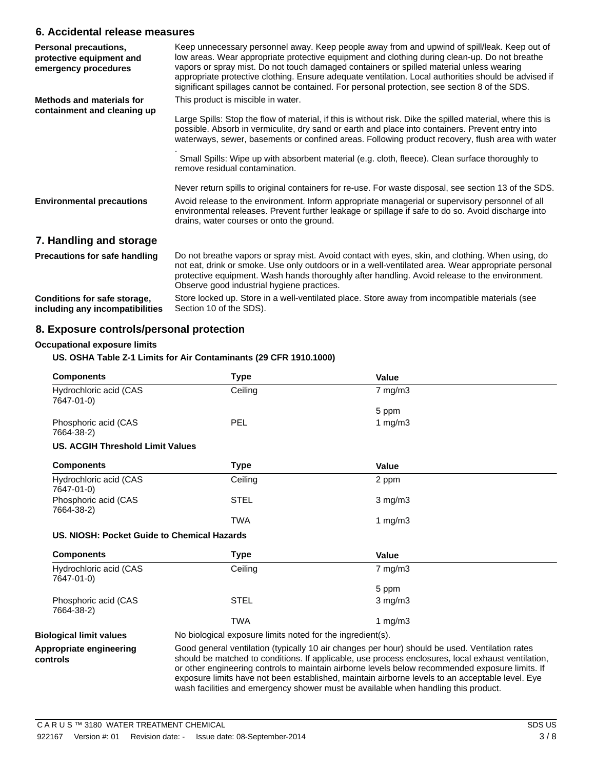## 6. Accidental release measures

**Personal precautions, protective equipment and emergency procedures**

Keep unnecessary personnel away. Keep people away from and upwind of spill/leak. Keep out of low areas. Wear appropriate protective equipment and clothing during clean-up. Do not breathe vapors or spray mist. Do not touch damaged containers or spilled material unless wearing appropriate protective clothing. Ensure adequate ventilation. Local authorities should be advised if significant spillages cannot be contained. For personal protection, see section 8 of the SDS.

**Methods and materials for containment and cleaning up**

This product is miscible in water.

Large Spills: Stop the flow of material, if this is without risk. Dike the spilled material, where this is possible. Absorb in vermiculite, dry sand or earth and place into containers. Prevent entry into waterways, sewer, basements or confined areas. Following product recovery, flush area with water .

Small Spills: Wipe up with absorbent material (e.g. cloth, fleece). Clean surface thoroughly to remove residual contamination.

Never return spills to original containers for re-use. For waste disposal, see section 13 of the SDS.

**Environmental precautions**

Avoid release to the environment. Inform appropriate managerial or supervisory personnel of all environmental releases. Prevent further leakage or spillage if safe to do so. Avoid discharge into drains, water courses or onto the ground.

## 7. Handling and storage

**Precautions for safe handling**

Do not breathe vapors or spray mist. Avoid contact with eyes, skin, and clothing. When using, do not eat, drink or smoke. Use only outdoors or in a well-ventilated area. Wear appropriate personal protective equipment. Wash hands thoroughly after handling. Avoid release to the environment. Observe good industrial hygiene practices.

**Conditions for safe storage, including any incompatibilities**

Store locked up. Store in a well-ventilated place. Store away from incompatible materials (see Section 10 of the SDS).

## 8. Exposure controls/personal protection

**Occupational exposure limits**

**US. OSHA Table Z-1 Limits for Air Contaminants (29 CFR 1910.1000)**

| Components | Type | Value |
|---|---|---|
| Hydrochloric acid (CAS 7647-01-0) | Ceiling | 7 mg/m3 |
| | | 5 ppm |
| Phosphoric acid (CAS 7664-38-2) | PEL | 1 mg/m3 |

**US. ACGIH Threshold Limit Values**

| Components | Type | Value |
|---|---|---|
| Hydrochloric acid (CAS 7647-01-0) | Ceiling | 2 ppm |
| Phosphoric acid (CAS 7664-38-2) | STEL | 3 mg/m3 |
| | TWA | 1 mg/m3 |

**US. NIOSH: Pocket Guide to Chemical Hazards**

| Components | Type | Value |
|---|---|---|
| Hydrochloric acid (CAS 7647-01-0) | Ceiling | 7 mg/m3 |
| | | 5 ppm |
| Phosphoric acid (CAS 7664-38-2) | STEL | 3 mg/m3 |
| | TWA | 1 mg/m3 |

**Biological limit values**

No biological exposure limits noted for the ingredient(s).

**Appropriate engineering controls**

Good general ventilation (typically 10 air changes per hour) should be used. Ventilation rates should be matched to conditions. If applicable, use process enclosures, local exhaust ventilation, or other engineering controls to maintain airborne levels below recommended exposure limits. If exposure limits have not been established, maintain airborne levels to an acceptable level. Eye wash facilities and emergency shower must be available when handling this product.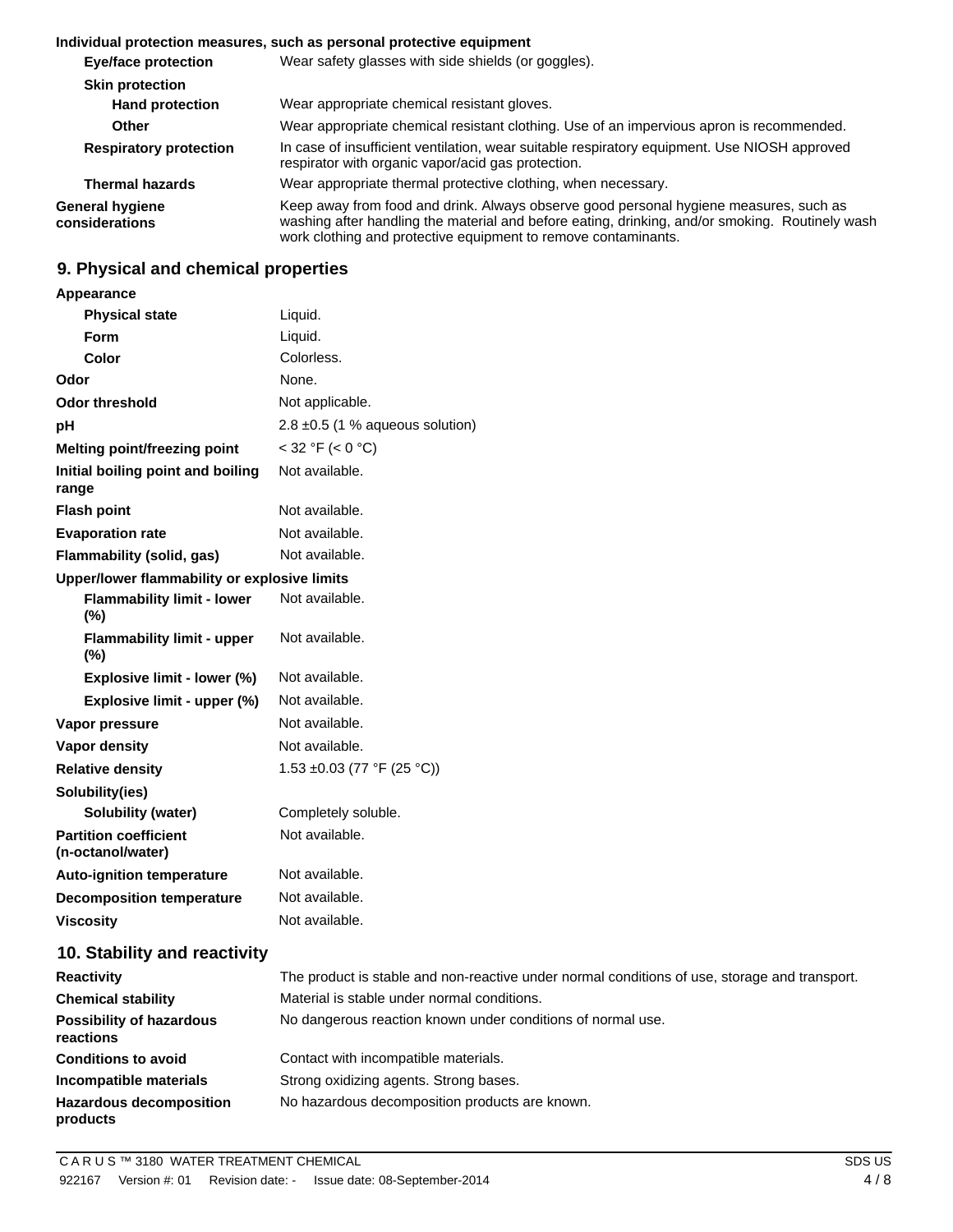**Individual protection measures, such as personal protective equipment**

| | |
|---|---|
| **Eye/face protection** | Wear safety glasses with side shields (or goggles). |
| **Skin protection** | |
| **Hand protection** | Wear appropriate chemical resistant gloves. |
| **Other** | Wear appropriate chemical resistant clothing. Use of an impervious apron is recommended. |
| **Respiratory protection** | In case of insufficient ventilation, wear suitable respiratory equipment. Use NIOSH approved respirator with organic vapor/acid gas protection. |
| **Thermal hazards** | Wear appropriate thermal protective clothing, when necessary. |
| **General hygiene considerations** | Keep away from food and drink. Always observe good personal hygiene measures, such as washing after handling the material and before eating, drinking, and/or smoking. Routinely wash work clothing and protective equipment to remove contaminants. |

## 9. Physical and chemical properties

| | |
|---|---|
| **Appearance** | |
| **Physical state** | Liquid. |
| **Form** | Liquid. |
| **Color** | Colorless. |
| **Odor** | None. |
| **Odor threshold** | Not applicable. |
| **pH** | 2.8 ±0.5 (1 % aqueous solution) |
| **Melting point/freezing point** | < 32 °F (< 0 °C) |
| **Initial boiling point and boiling range** | Not available. |
| **Flash point** | Not available. |
| **Evaporation rate** | Not available. |
| **Flammability (solid, gas)** | Not available. |
| **Upper/lower flammability or explosive limits** | |
| **Flammability limit - lower (%)** | Not available. |
| **Flammability limit - upper (%)** | Not available. |
| **Explosive limit - lower (%)** | Not available. |
| **Explosive limit - upper (%)** | Not available. |
| **Vapor pressure** | Not available. |
| **Vapor density** | Not available. |
| **Relative density** | 1.53 ±0.03 (77 °F (25 °C)) |
| **Solubility(ies)** | |
| **Solubility (water)** | Completely soluble. |
| **Partition coefficient (n-octanol/water)** | Not available. |
| **Auto-ignition temperature** | Not available. |
| **Decomposition temperature** | Not available. |
| **Viscosity** | Not available. |

## 10. Stability and reactivity

| | |
|---|---|
| **Reactivity** | The product is stable and non-reactive under normal conditions of use, storage and transport. |
| **Chemical stability** | Material is stable under normal conditions. |
| **Possibility of hazardous reactions** | No dangerous reaction known under conditions of normal use. |
| **Conditions to avoid** | Contact with incompatible materials. |
| **Incompatible materials** | Strong oxidizing agents. Strong bases. |
| **Hazardous decomposition products** | No hazardous decomposition products are known. |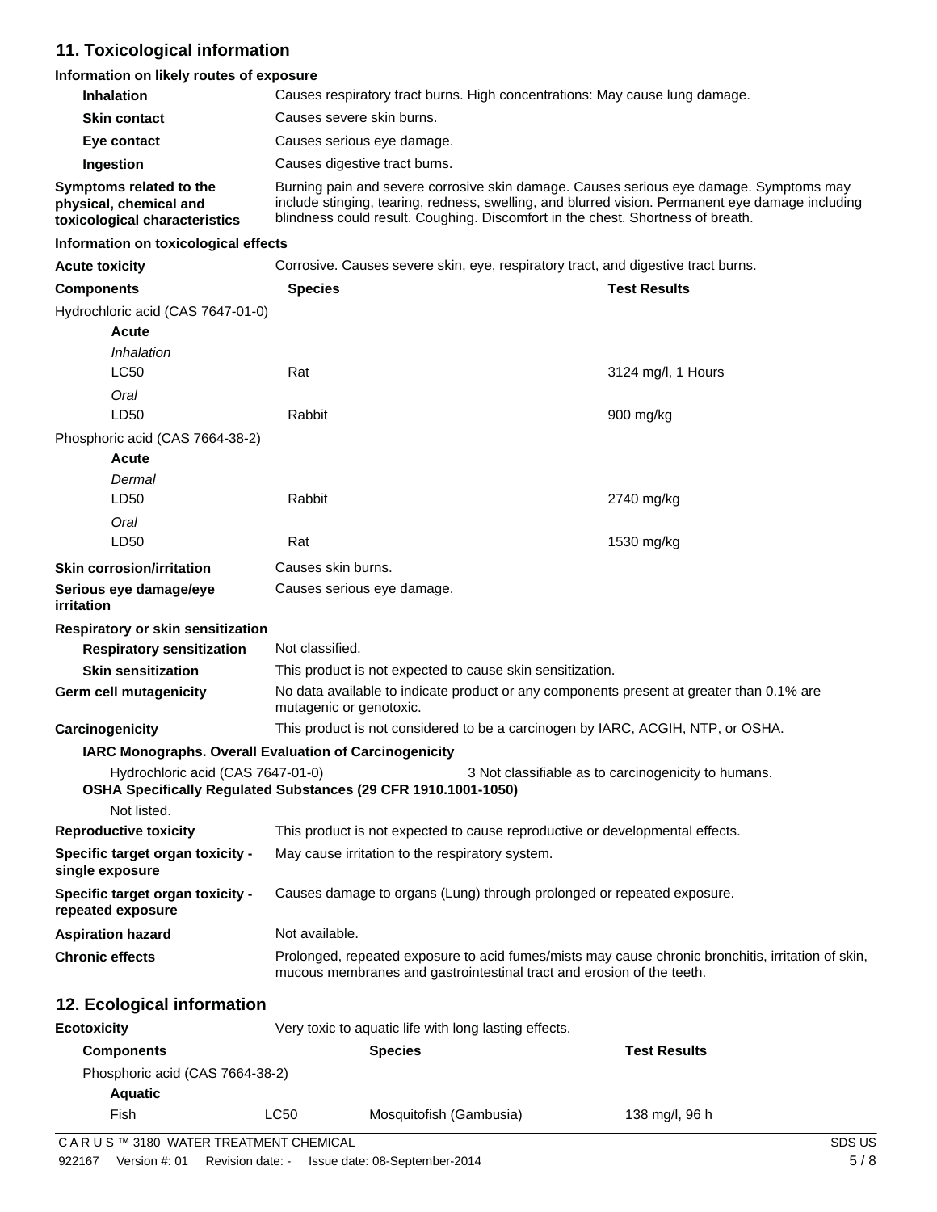## 11. Toxicological information

**Information on likely routes of exposure**

| | |
|---|---|
| **Inhalation** | Causes respiratory tract burns. High concentrations: May cause lung damage. |
| **Skin contact** | Causes severe skin burns. |
| **Eye contact** | Causes serious eye damage. |
| **Ingestion** | Causes digestive tract burns. |
| **Symptoms related to the physical, chemical and toxicological characteristics** | Burning pain and severe corrosive skin damage. Causes serious eye damage. Symptoms may include stinging, tearing, redness, swelling, and blurred vision. Permanent eye damage including blindness could result. Coughing. Discomfort in the chest. Shortness of breath. |

**Information on toxicological effects**

**Acute toxicity** Corrosive. Causes severe skin, eye, respiratory tract, and digestive tract burns.

| Components | Species | Test Results |
|---|---|---|
| Hydrochloric acid (CAS 7647-01-0) | | |
| **Acute** | | |
| *Inhalation* | | |
| LC50 | Rat | 3124 mg/l, 1 Hours |
| *Oral* | | |
| LD50 | Rabbit | 900 mg/kg |
| Phosphoric acid (CAS 7664-38-2) | | |
| **Acute** | | |
| *Dermal* | | |
| LD50 | Rabbit | 2740 mg/kg |
| *Oral* | | |
| LD50 | Rat | 1530 mg/kg |

| | |
|---|---|
| **Skin corrosion/irritation** | Causes skin burns. |
| **Serious eye damage/eye irritation** | Causes serious eye damage. |
| **Respiratory or skin sensitization** | |
| **Respiratory sensitization** | Not classified. |
| **Skin sensitization** | This product is not expected to cause skin sensitization. |
| **Germ cell mutagenicity** | No data available to indicate product or any components present at greater than 0.1% are mutagenic or genotoxic. |
| **Carcinogenicity** | This product is not considered to be a carcinogen by IARC, ACGIH, NTP, or OSHA. |

**IARC Monographs. Overall Evaluation of Carcinogenicity**

Hydrochloric acid (CAS 7647-01-0) 3 Not classifiable as to carcinogenicity to humans.

**OSHA Specifically Regulated Substances (29 CFR 1910.1001-1050)**

Not listed.

| | |
|---|---|
| **Reproductive toxicity** | This product is not expected to cause reproductive or developmental effects. |
| **Specific target organ toxicity - single exposure** | May cause irritation to the respiratory system. |
| **Specific target organ toxicity - repeated exposure** | Causes damage to organs (Lung) through prolonged or repeated exposure. |
| **Aspiration hazard** | Not available. |
| **Chronic effects** | Prolonged, repeated exposure to acid fumes/mists may cause chronic bronchitis, irritation of skin, mucous membranes and gastrointestinal tract and erosion of the teeth. |

## 12. Ecological information

**Ecotoxicity** Very toxic to aquatic life with long lasting effects.

| Components | | Species | Test Results |
|---|---|---|---|
| Phosphoric acid (CAS 7664-38-2) | | | |
| **Aquatic** | | | |
| Fish | LC50 | Mosquitofish (Gambusia) | 138 mg/l, 96 h |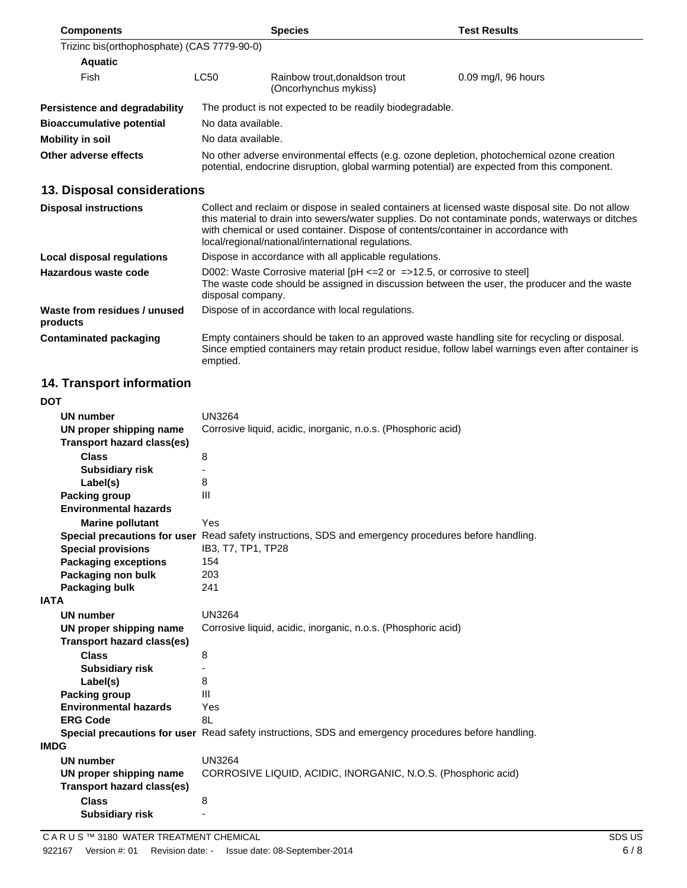| Components | | Species | Test Results |
|---|---|---|---|
| Trizinc bis(orthophosphate) (CAS 7779-90-0) | | | |
| **Aquatic** | | | |
| Fish | LC50 | Rainbow trout,donaldson trout (Oncorhynchus mykiss) | 0.09 mg/l, 96 hours |

**Persistence and degradability** The product is not expected to be readily biodegradable.

**Bioaccumulative potential** No data available.

**Mobility in soil** No data available.

**Other adverse effects** No other adverse environmental effects (e.g. ozone depletion, photochemical ozone creation potential, endocrine disruption, global warming potential) are expected from this component.

## 13. Disposal considerations

**Disposal instructions** Collect and reclaim or dispose in sealed containers at licensed waste disposal site. Do not allow this material to drain into sewers/water supplies. Do not contaminate ponds, waterways or ditches with chemical or used container. Dispose of contents/container in accordance with local/regional/national/international regulations.

**Local disposal regulations** Dispose in accordance with all applicable regulations.

**Hazardous waste code** D002: Waste Corrosive material [pH <=2 or =>12.5, or corrosive to steel]
The waste code should be assigned in discussion between the user, the producer and the waste disposal company.

**Waste from residues / unused products** Dispose of in accordance with local regulations.

**Contaminated packaging** Empty containers should be taken to an approved waste handling site for recycling or disposal. Since emptied containers may retain product residue, follow label warnings even after container is emptied.

## 14. Transport information

**DOT**

- **UN number** UN3264
- **UN proper shipping name** Corrosive liquid, acidic, inorganic, n.o.s. (Phosphoric acid)
- **Transport hazard class(es)**
  - **Class** 8
  - **Subsidiary risk** -
  - **Label(s)** 8
- **Packing group** III
- **Environmental hazards**
  - **Marine pollutant** Yes
- **Special precautions for user** Read safety instructions, SDS and emergency procedures before handling.
- **Special provisions** IB3, T7, TP1, TP28
- **Packaging exceptions** 154
- **Packaging non bulk** 203
- **Packaging bulk** 241

**IATA**

- **UN number** UN3264
- **UN proper shipping name** Corrosive liquid, acidic, inorganic, n.o.s. (Phosphoric acid)
- **Transport hazard class(es)**
  - **Class** 8
  - **Subsidiary risk** -
  - **Label(s)** 8
- **Packing group** III
- **Environmental hazards** Yes
- **ERG Code** 8L
- **Special precautions for user** Read safety instructions, SDS and emergency procedures before handling.

**IMDG**

- **UN number** UN3264
- **UN proper shipping name** CORROSIVE LIQUID, ACIDIC, INORGANIC, N.O.S. (Phosphoric acid)
- **Transport hazard class(es)**
  - **Class** 8
  - **Subsidiary risk** -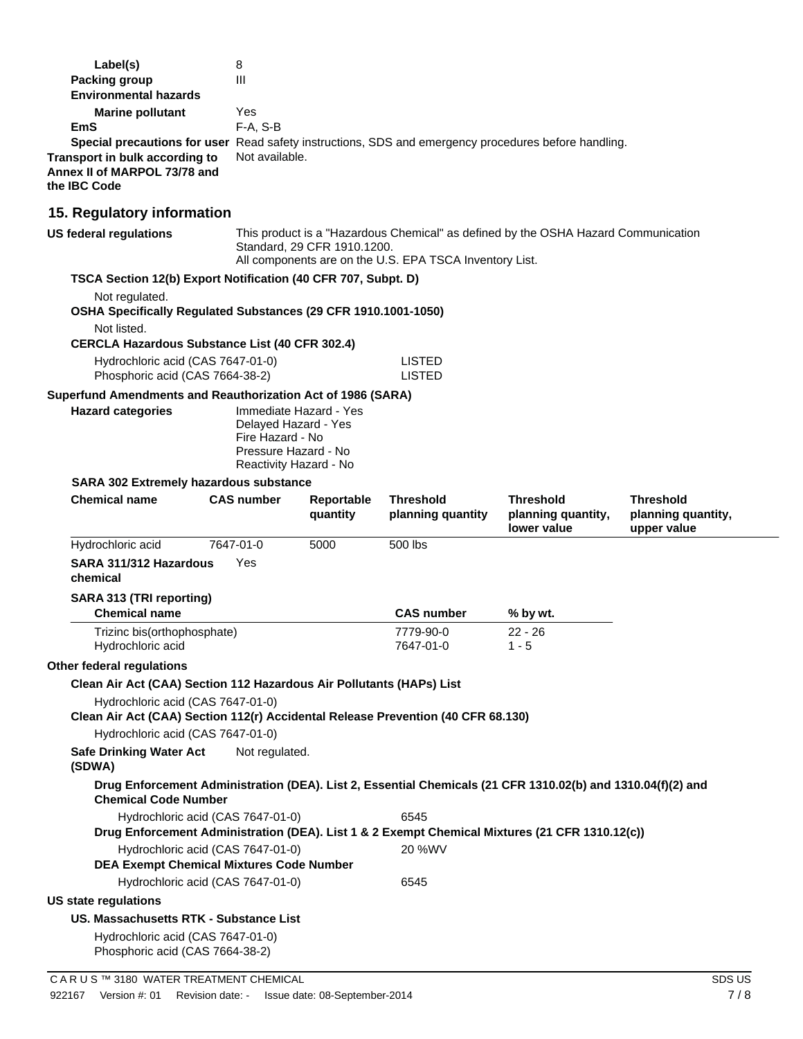**Label(s)** 8

**Packing group** III

**Environmental hazards**

**Marine pollutant** Yes

**EmS** F-A, S-B

**Special precautions for user** Read safety instructions, SDS and emergency procedures before handling.

**Transport in bulk according to Annex II of MARPOL 73/78 and the IBC Code** Not available.

## 15. Regulatory information

**US federal regulations** This product is a "Hazardous Chemical" as defined by the OSHA Hazard Communication Standard, 29 CFR 1910.1200.
All components are on the U.S. EPA TSCA Inventory List.

**TSCA Section 12(b) Export Notification (40 CFR 707, Subpt. D)**

Not regulated.

**OSHA Specifically Regulated Substances (29 CFR 1910.1001-1050)**

Not listed.

**CERCLA Hazardous Substance List (40 CFR 302.4)**

| | |
|---|---|
| Hydrochloric acid (CAS 7647-01-0) | LISTED |
| Phosphoric acid (CAS 7664-38-2) | LISTED |

**Superfund Amendments and Reauthorization Act of 1986 (SARA)**

**Hazard categories**

Immediate Hazard - Yes
Delayed Hazard - Yes
Fire Hazard - No
Pressure Hazard - No
Reactivity Hazard - No

**SARA 302 Extremely hazardous substance**

| Chemical name | CAS number | Reportable quantity | Threshold planning quantity | Threshold planning quantity, lower value | Threshold planning quantity, upper value |
|---|---|---|---|---|---|
| Hydrochloric acid | 7647-01-0 | 5000 | 500 lbs | | |

**SARA 311/312 Hazardous chemical** Yes

**SARA 313 (TRI reporting)**

| Chemical name | CAS number | % by wt. |
|---|---|---|
| Trizinc bis(orthophosphate) | 7779-90-0 | 22 - 26 |
| Hydrochloric acid | 7647-01-0 | 1 - 5 |

**Other federal regulations**

**Clean Air Act (CAA) Section 112 Hazardous Air Pollutants (HAPs) List**

Hydrochloric acid (CAS 7647-01-0)

**Clean Air Act (CAA) Section 112(r) Accidental Release Prevention (40 CFR 68.130)**

Hydrochloric acid (CAS 7647-01-0)

**Safe Drinking Water Act (SDWA)** Not regulated.

**Drug Enforcement Administration (DEA). List 2, Essential Chemicals (21 CFR 1310.02(b) and 1310.04(f)(2) and Chemical Code Number**

| | |
|---|---|
| Hydrochloric acid (CAS 7647-01-0) | 6545 |

**Drug Enforcement Administration (DEA). List 1 & 2 Exempt Chemical Mixtures (21 CFR 1310.12(c))**

| | |
|---|---|
| Hydrochloric acid (CAS 7647-01-0) | 20 %WV |

**DEA Exempt Chemical Mixtures Code Number**

| | |
|---|---|
| Hydrochloric acid (CAS 7647-01-0) | 6545 |

**US state regulations**

**US. Massachusetts RTK - Substance List**

Hydrochloric acid (CAS 7647-01-0)
Phosphoric acid (CAS 7664-38-2)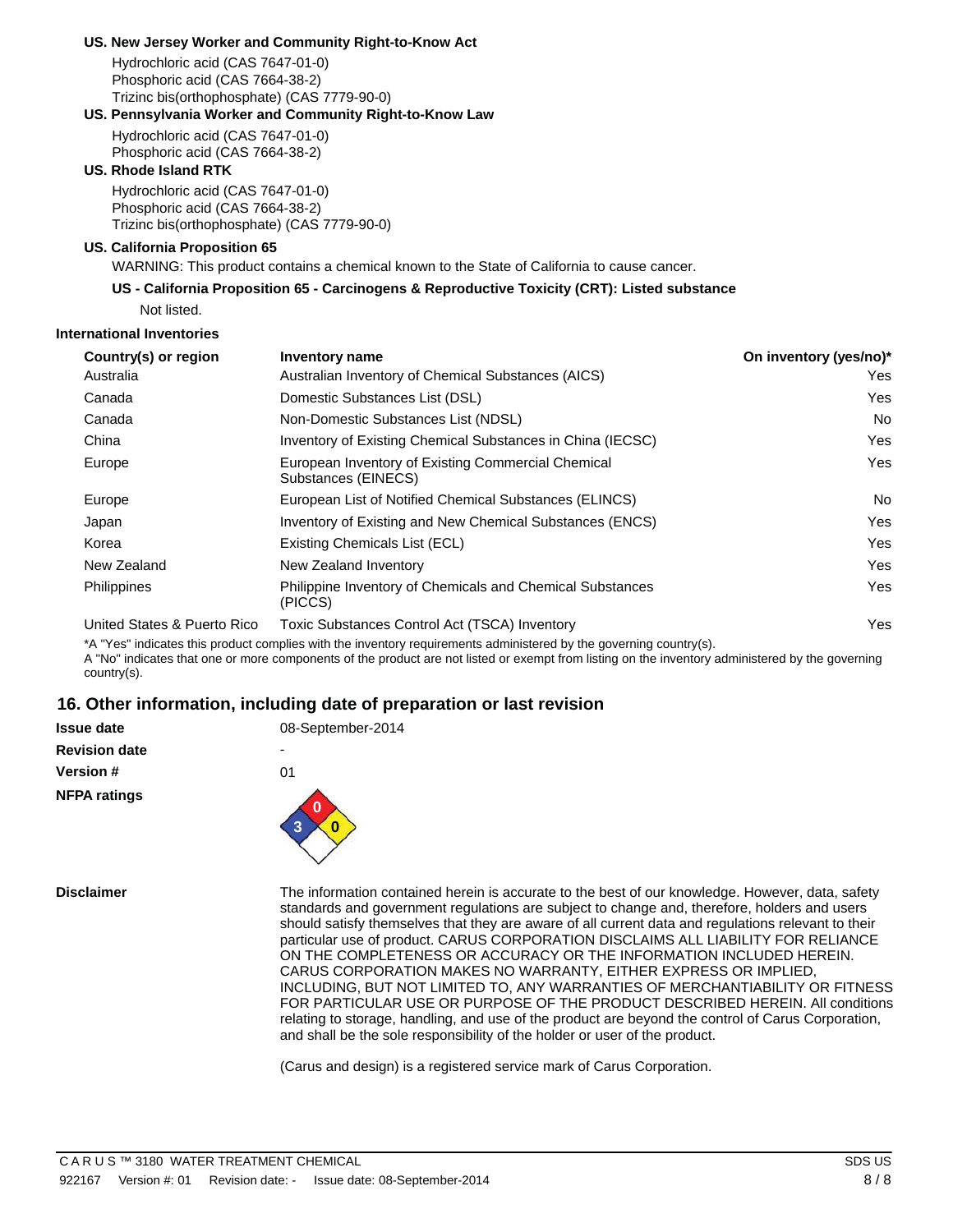**US. New Jersey Worker and Community Right-to-Know Act**

Hydrochloric acid (CAS 7647-01-0)
Phosphoric acid (CAS 7664-38-2)
Trizinc bis(orthophosphate) (CAS 7779-90-0)

**US. Pennsylvania Worker and Community Right-to-Know Law**

Hydrochloric acid (CAS 7647-01-0)
Phosphoric acid (CAS 7664-38-2)

**US. Rhode Island RTK**

Hydrochloric acid (CAS 7647-01-0)
Phosphoric acid (CAS 7664-38-2)
Trizinc bis(orthophosphate) (CAS 7779-90-0)

**US. California Proposition 65**

WARNING: This product contains a chemical known to the State of California to cause cancer.

**US - California Proposition 65 - Carcinogens & Reproductive Toxicity (CRT): Listed substance**

Not listed.

**International Inventories**

| Country(s) or region | Inventory name | On inventory (yes/no)* |
|---|---|---|
| Australia | Australian Inventory of Chemical Substances (AICS) | Yes |
| Canada | Domestic Substances List (DSL) | Yes |
| Canada | Non-Domestic Substances List (NDSL) | No |
| China | Inventory of Existing Chemical Substances in China (IECSC) | Yes |
| Europe | European Inventory of Existing Commercial Chemical Substances (EINECS) | Yes |
| Europe | European List of Notified Chemical Substances (ELINCS) | No |
| Japan | Inventory of Existing and New Chemical Substances (ENCS) | Yes |
| Korea | Existing Chemicals List (ECL) | Yes |
| New Zealand | New Zealand Inventory | Yes |
| Philippines | Philippine Inventory of Chemicals and Chemical Substances (PICCS) | Yes |
| United States & Puerto Rico | Toxic Substances Control Act (TSCA) Inventory | Yes |

*A "Yes" indicates this product complies with the inventory requirements administered by the governing country(s).
A "No" indicates that one or more components of the product are not listed or exempt from listing on the inventory administered by the governing country(s).

## 16. Other information, including date of preparation or last revision

**Issue date** 08-September-2014

**Revision date** -

**Version #** 01

**NFPA ratings**

0
3 0

**Disclaimer**

The information contained herein is accurate to the best of our knowledge. However, data, safety standards and government regulations are subject to change and, therefore, holders and users should satisfy themselves that they are aware of all current data and regulations relevant to their particular use of product. CARUS CORPORATION DISCLAIMS ALL LIABILITY FOR RELIANCE ON THE COMPLETENESS OR ACCURACY OR THE INFORMATION INCLUDED HEREIN. CARUS CORPORATION MAKES NO WARRANTY, EITHER EXPRESS OR IMPLIED, INCLUDING, BUT NOT LIMITED TO, ANY WARRANTIES OF MERCHANTIABILITY OR FITNESS FOR PARTICULAR USE OR PURPOSE OF THE PRODUCT DESCRIBED HEREIN. All conditions relating to storage, handling, and use of the product are beyond the control of Carus Corporation, and shall be the sole responsibility of the holder or user of the product.

(Carus and design) is a registered service mark of Carus Corporation.